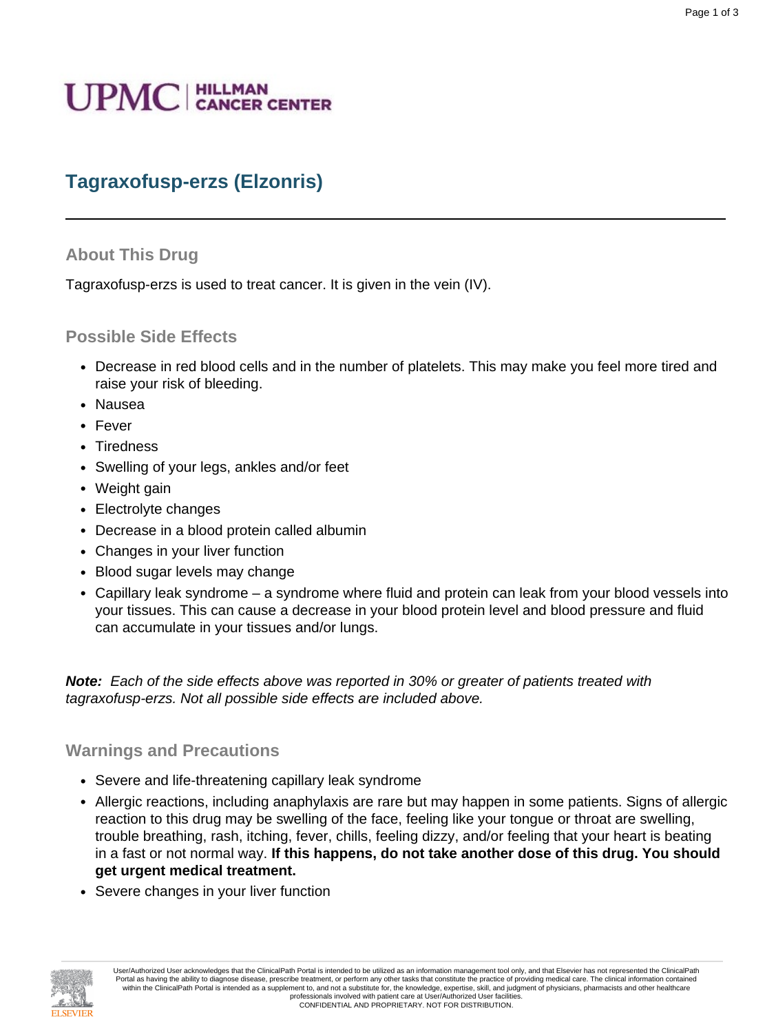# Tagraxofusp-erzs (Elzonris)

## About This Drug

Tagraxofusp-erzs is used to treat cancer. It is given in the vein (IV).

## Possible Side Effects

- Decrease in red blood cells and in the number of platelets. This may make you feel more tired and raise your risk of bleeding.
- Nausea
- Fever
- Tiredness
- Swelling of your legs, ankles and/or feet
- Weight gain
- Electrolyte changes
- Decrease in a blood protein called albumin
- Changes in your liver function
- Blood sugar levels may change
- Capillary leak syndrome – a syndrome where fluid and protein can leak from your blood vessels into your tissues. This can cause a decrease in your blood protein level and blood pressure and fluid can accumulate in your tissues and/or lungs.

***Note:*** *Each of the side effects above was reported in 30% or greater of patients treated with tagraxofusp-erzs. Not all possible side effects are included above.*

## Warnings and Precautions

- Severe and life-threatening capillary leak syndrome
- Allergic reactions, including anaphylaxis are rare but may happen in some patients. Signs of allergic reaction to this drug may be swelling of the face, feeling like your tongue or throat are swelling, trouble breathing, rash, itching, fever, chills, feeling dizzy, and/or feeling that your heart is beating in a fast or not normal way. **If this happens, do not take another dose of this drug. You should get urgent medical treatment.**
- Severe changes in your liver function

User/Authorized User acknowledges that the ClinicalPath Portal is intended to be utilized as an information management tool only, and that Elsevier has not represented the ClinicalPath Portal as having the ability to diagnose disease, prescribe treatment, or perform any other tasks that constitute the practice of providing medical care. The clinical information contained within the ClinicalPath Portal is intended as a supplement to, and not a substitute for, the knowledge, expertise, skill, and judgment of physicians, pharmacists and other healthcare professionals involved with patient care at User/Authorized User facilities.
CONFIDENTIAL AND PROPRIETARY. NOT FOR DISTRIBUTION.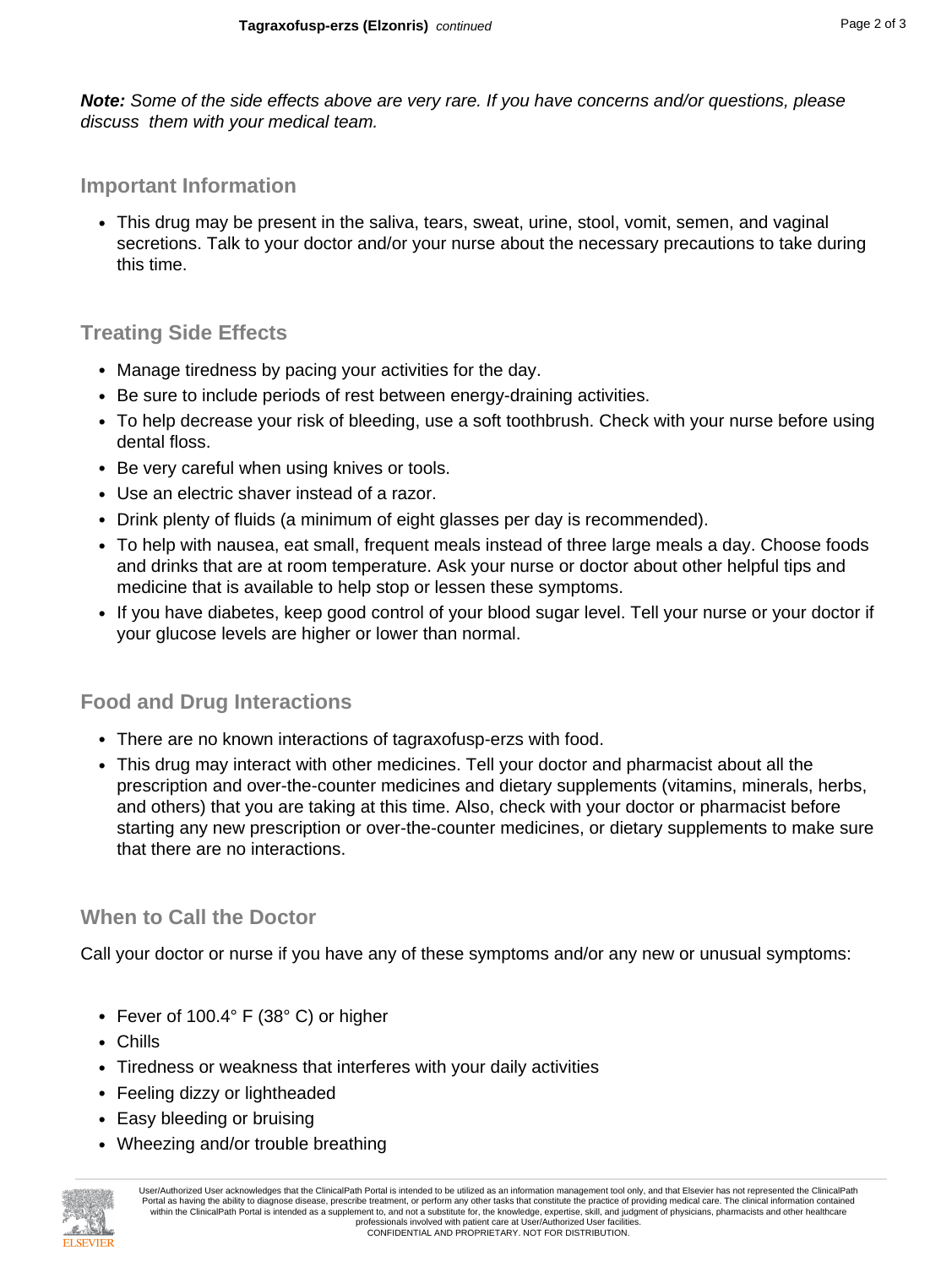***Note:*** *Some of the side effects above are very rare. If you have concerns and/or questions, please discuss them with your medical team.*

## Important Information

- This drug may be present in the saliva, tears, sweat, urine, stool, vomit, semen, and vaginal secretions. Talk to your doctor and/or your nurse about the necessary precautions to take during this time.

## Treating Side Effects

- Manage tiredness by pacing your activities for the day.
- Be sure to include periods of rest between energy-draining activities.
- To help decrease your risk of bleeding, use a soft toothbrush. Check with your nurse before using dental floss.
- Be very careful when using knives or tools.
- Use an electric shaver instead of a razor.
- Drink plenty of fluids (a minimum of eight glasses per day is recommended).
- To help with nausea, eat small, frequent meals instead of three large meals a day. Choose foods and drinks that are at room temperature. Ask your nurse or doctor about other helpful tips and medicine that is available to help stop or lessen these symptoms.
- If you have diabetes, keep good control of your blood sugar level. Tell your nurse or your doctor if your glucose levels are higher or lower than normal.

## Food and Drug Interactions

- There are no known interactions of tagraxofusp-erzs with food.
- This drug may interact with other medicines. Tell your doctor and pharmacist about all the prescription and over-the-counter medicines and dietary supplements (vitamins, minerals, herbs, and others) that you are taking at this time. Also, check with your doctor or pharmacist before starting any new prescription or over-the-counter medicines, or dietary supplements to make sure that there are no interactions.

## When to Call the Doctor

Call your doctor or nurse if you have any of these symptoms and/or any new or unusual symptoms:

- Fever of 100.4° F (38° C) or higher
- Chills
- Tiredness or weakness that interferes with your daily activities
- Feeling dizzy or lightheaded
- Easy bleeding or bruising
- Wheezing and/or trouble breathing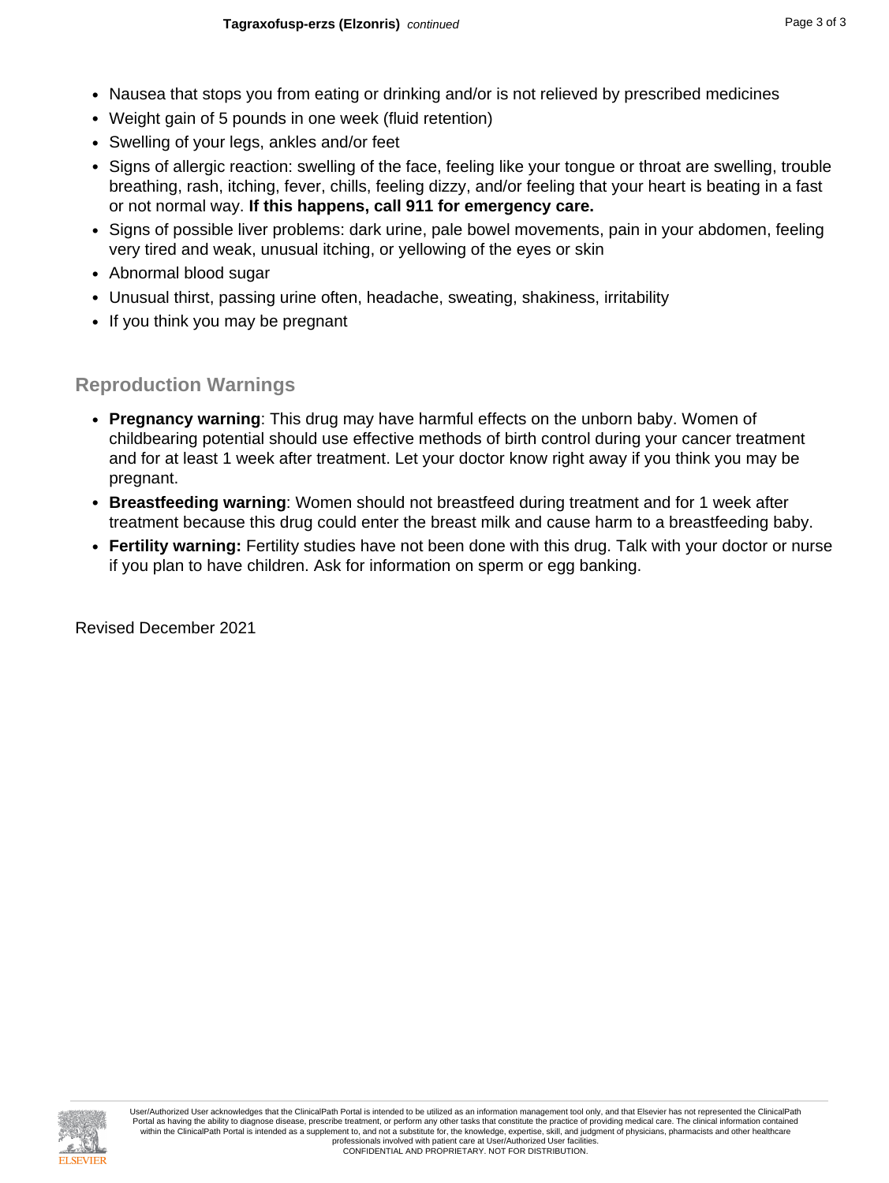- Nausea that stops you from eating or drinking and/or is not relieved by prescribed medicines
- Weight gain of 5 pounds in one week (fluid retention)
- Swelling of your legs, ankles and/or feet
- Signs of allergic reaction: swelling of the face, feeling like your tongue or throat are swelling, trouble breathing, rash, itching, fever, chills, feeling dizzy, and/or feeling that your heart is beating in a fast or not normal way. **If this happens, call 911 for emergency care.**
- Signs of possible liver problems: dark urine, pale bowel movements, pain in your abdomen, feeling very tired and weak, unusual itching, or yellowing of the eyes or skin
- Abnormal blood sugar
- Unusual thirst, passing urine often, headache, sweating, shakiness, irritability
- If you think you may be pregnant

## Reproduction Warnings

- **Pregnancy warning**: This drug may have harmful effects on the unborn baby. Women of childbearing potential should use effective methods of birth control during your cancer treatment and for at least 1 week after treatment. Let your doctor know right away if you think you may be pregnant.
- **Breastfeeding warning**: Women should not breastfeed during treatment and for 1 week after treatment because this drug could enter the breast milk and cause harm to a breastfeeding baby.
- **Fertility warning:** Fertility studies have not been done with this drug. Talk with your doctor or nurse if you plan to have children. Ask for information on sperm or egg banking.

Revised December 2021

User/Authorized User acknowledges that the ClinicalPath Portal is intended to be utilized as an information management tool only, and that Elsevier has not represented the ClinicalPath Portal as having the ability to diagnose disease, prescribe treatment, or perform any other tasks that constitute the practice of providing medical care. The clinical information contained within the ClinicalPath Portal is intended as a supplement to, and not a substitute for, the knowledge, expertise, skill, and judgment of physicians, pharmacists and other healthcare professionals involved with patient care at User/Authorized User facilities.
CONFIDENTIAL AND PROPRIETARY. NOT FOR DISTRIBUTION.